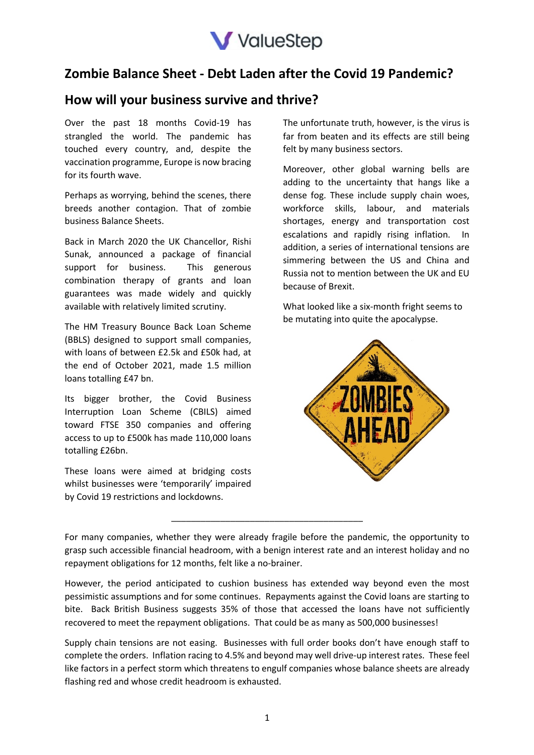# Zombie Balance Sheet - Debt Laden after the Covid 19 Pandemic?

## How will your business survive and thrive?

Over the past 18 months Covid-19 has strangled the world. The pandemic has touched every country, and, despite the vaccination programme, Europe is now bracing for its fourth wave.

Perhaps as worrying, behind the scenes, there breeds another contagion. That of zombie business Balance Sheets.

Back in March 2020 the UK Chancellor, Rishi Sunak, announced a package of financial support for business. This generous combination therapy of grants and loan guarantees was made widely and quickly available with relatively limited scrutiny.

The HM Treasury Bounce Back Loan Scheme (BBLS) designed to support small companies, with loans of between £2.5k and £50k had, at the end of October 2021, made 1.5 million loans totalling £47 bn.

Its bigger brother, the Covid Business Interruption Loan Scheme (CBILS) aimed toward FTSE 350 companies and offering access to up to £500k has made 110,000 loans totalling £26bn.

These loans were aimed at bridging costs whilst businesses were 'temporarily' impaired by Covid 19 restrictions and lockdowns.

The unfortunate truth, however, is the virus is far from beaten and its effects are still being felt by many business sectors.

Moreover, other global warning bells are adding to the uncertainty that hangs like a dense fog. These include supply chain woes, workforce skills, labour, and materials shortages, energy and transportation cost escalations and rapidly rising inflation. In addition, a series of international tensions are simmering between the US and China and Russia not to mention between the UK and EU because of Brexit.

What looked like a six-month fright seems to be mutating into quite the apocalypse.

---

For many companies, whether they were already fragile before the pandemic, the opportunity to grasp such accessible financial headroom, with a benign interest rate and an interest holiday and no repayment obligations for 12 months, felt like a no-brainer.

However, the period anticipated to cushion business has extended way beyond even the most pessimistic assumptions and for some continues. Repayments against the Covid loans are starting to bite. Back British Business suggests 35% of those that accessed the loans have not sufficiently recovered to meet the repayment obligations. That could be as many as 500,000 businesses!

Supply chain tensions are not easing. Businesses with full order books don't have enough staff to complete the orders. Inflation racing to 4.5% and beyond may well drive-up interest rates. These feel like factors in a perfect storm which threatens to engulf companies whose balance sheets are already flashing red and whose credit headroom is exhausted.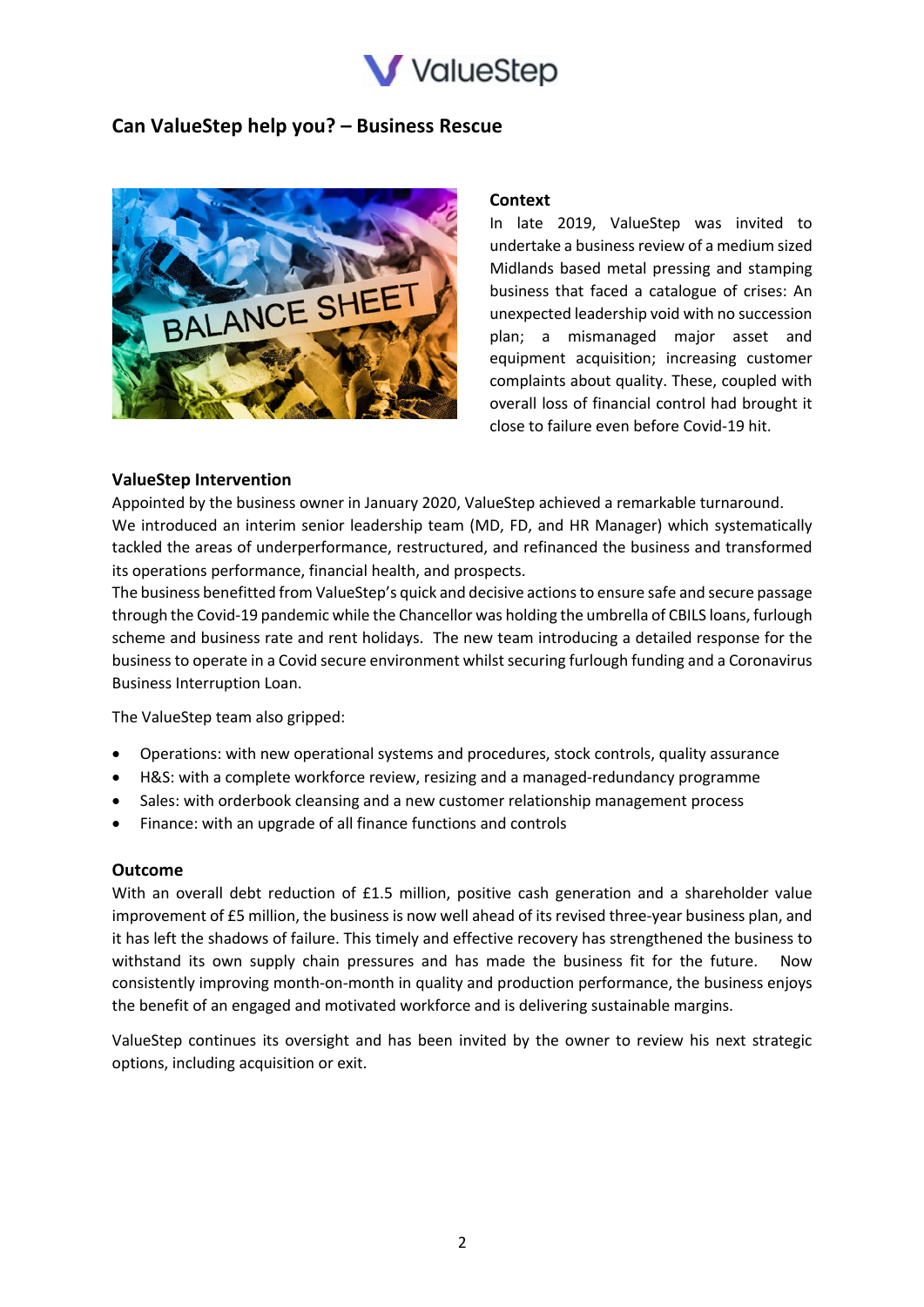## Can ValueStep help you? – Business Rescue

### Context

In late 2019, ValueStep was invited to undertake a business review of a medium sized Midlands based metal pressing and stamping business that faced a catalogue of crises: An unexpected leadership void with no succession plan; a mismanaged major asset and equipment acquisition; increasing customer complaints about quality. These, coupled with overall loss of financial control had brought it close to failure even before Covid-19 hit.

### ValueStep Intervention

Appointed by the business owner in January 2020, ValueStep achieved a remarkable turnaround.
We introduced an interim senior leadership team (MD, FD, and HR Manager) which systematically tackled the areas of underperformance, restructured, and refinanced the business and transformed its operations performance, financial health, and prospects.
The business benefitted from ValueStep's quick and decisive actions to ensure safe and secure passage through the Covid-19 pandemic while the Chancellor was holding the umbrella of CBILS loans, furlough scheme and business rate and rent holidays. The new team introducing a detailed response for the business to operate in a Covid secure environment whilst securing furlough funding and a Coronavirus Business Interruption Loan.

The ValueStep team also gripped:

- Operations: with new operational systems and procedures, stock controls, quality assurance
- H&S: with a complete workforce review, resizing and a managed-redundancy programme
- Sales: with orderbook cleansing and a new customer relationship management process
- Finance: with an upgrade of all finance functions and controls

### Outcome

With an overall debt reduction of £1.5 million, positive cash generation and a shareholder value improvement of £5 million, the business is now well ahead of its revised three-year business plan, and it has left the shadows of failure. This timely and effective recovery has strengthened the business to withstand its own supply chain pressures and has made the business fit for the future. Now consistently improving month-on-month in quality and production performance, the business enjoys the benefit of an engaged and motivated workforce and is delivering sustainable margins.

ValueStep continues its oversight and has been invited by the owner to review his next strategic options, including acquisition or exit.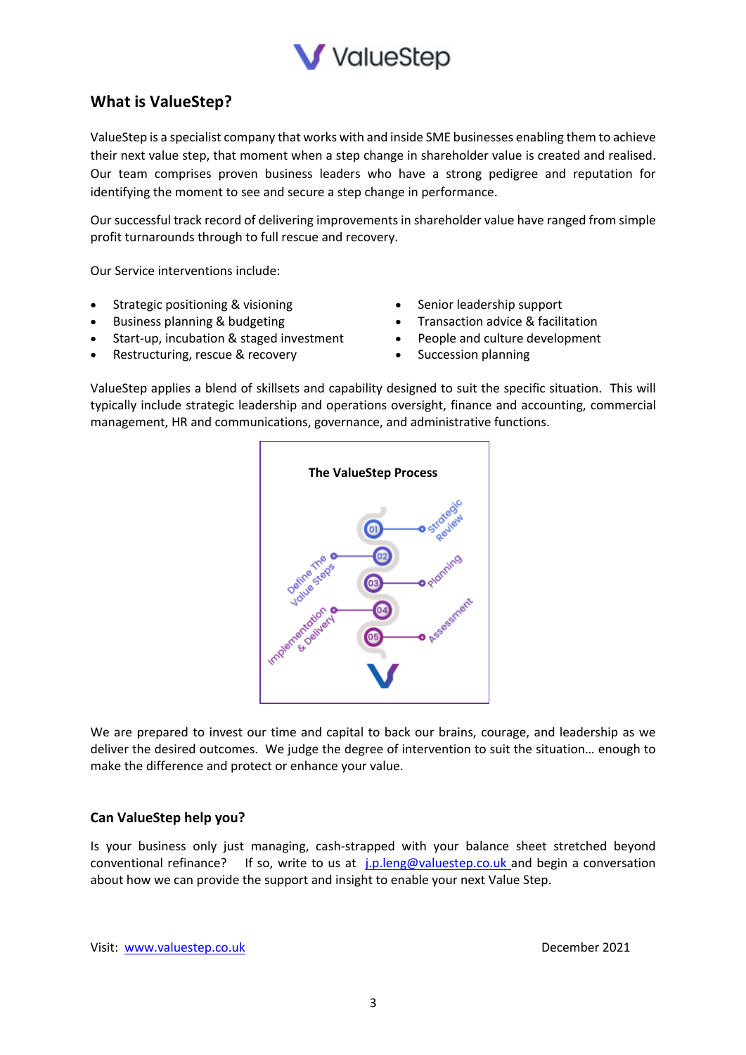# ValueStep

## What is ValueStep?

ValueStep is a specialist company that works with and inside SME businesses enabling them to achieve their next value step, that moment when a step change in shareholder value is created and realised. Our team comprises proven business leaders who have a strong pedigree and reputation for identifying the moment to see and secure a step change in performance.

Our successful track record of delivering improvements in shareholder value have ranged from simple profit turnarounds through to full rescue and recovery.

Our Service interventions include:

- Strategic positioning & visioning
- Business planning & budgeting
- Start-up, incubation & staged investment
- Restructuring, rescue & recovery
- Senior leadership support
- Transaction advice & facilitation
- People and culture development
- Succession planning

ValueStep applies a blend of skillsets and capability designed to suit the specific situation. This will typically include strategic leadership and operations oversight, finance and accounting, commercial management, HR and communications, governance, and administrative functions.

**The ValueStep Process**

01 Strategic Review
02 Define The Value Steps
03 Planning
04 Implementation & Delivery
05 Assessment

We are prepared to invest our time and capital to back our brains, courage, and leadership as we deliver the desired outcomes. We judge the degree of intervention to suit the situation… enough to make the difference and protect or enhance your value.

### Can ValueStep help you?

Is your business only just managing, cash-strapped with your balance sheet stretched beyond conventional refinance? If so, write to us at [j.p.leng@valuestep.co.uk](mailto:j.p.leng@valuestep.co.uk) and begin a conversation about how we can provide the support and insight to enable your next Value Step.

Visit: [www.valuestep.co.uk](http://www.valuestep.co.uk)

December 2021